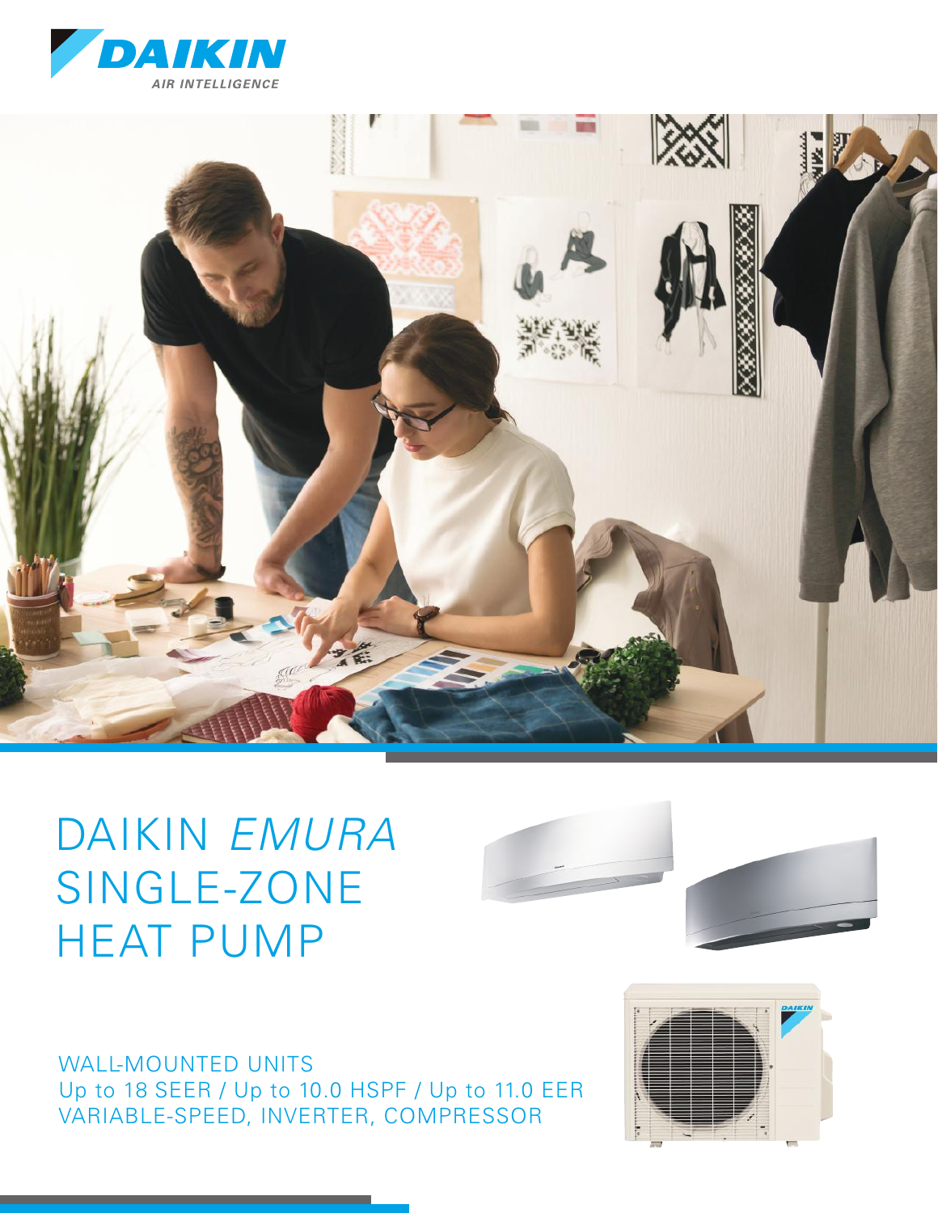# DAIKIN *EMURA* SINGLE-ZONE HEAT PUMP

WALL-MOUNTED UNITS
Up to 18 SEER / Up to 10.0 HSPF / Up to 11.0 EER
VARIABLE-SPEED, INVERTER, COMPRESSOR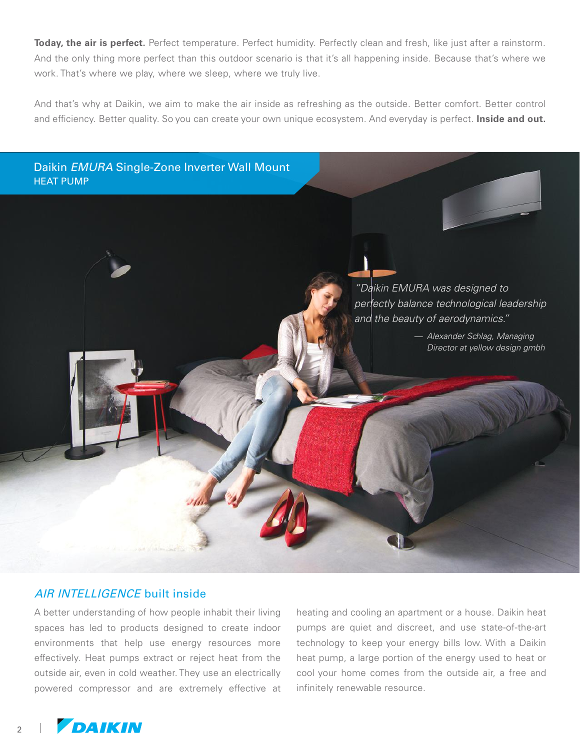**Today, the air is perfect.** Perfect temperature. Perfect humidity. Perfectly clean and fresh, like just after a rainstorm. And the only thing more perfect than this outdoor scenario is that it's all happening inside. Because that's where we work. That's where we play, where we sleep, where we truly live.

And that's why at Daikin, we aim to make the air inside as refreshing as the outside. Better comfort. Better control and efficiency. Better quality. So you can create your own unique ecosystem. And everyday is perfect. **Inside and out.**

## Daikin *EMURA* Single-Zone Inverter Wall Mount HEAT PUMP

*"Daikin EMURA was designed to perfectly balance technological leadership and the beauty of aerodynamics."*

*— Alexander Schlag, Managing Director at yellow design gmbh*

## *AIR INTELLIGENCE* built inside

A better understanding of how people inhabit their living spaces has led to products designed to create indoor environments that help use energy resources more effectively. Heat pumps extract or reject heat from the outside air, even in cold weather. They use an electrically powered compressor and are extremely effective at heating and cooling an apartment or a house. Daikin heat pumps are quiet and discreet, and use state-of-the-art technology to keep your energy bills low. With a Daikin heat pump, a large portion of the energy used to heat or cool your home comes from the outside air, a free and infinitely renewable resource.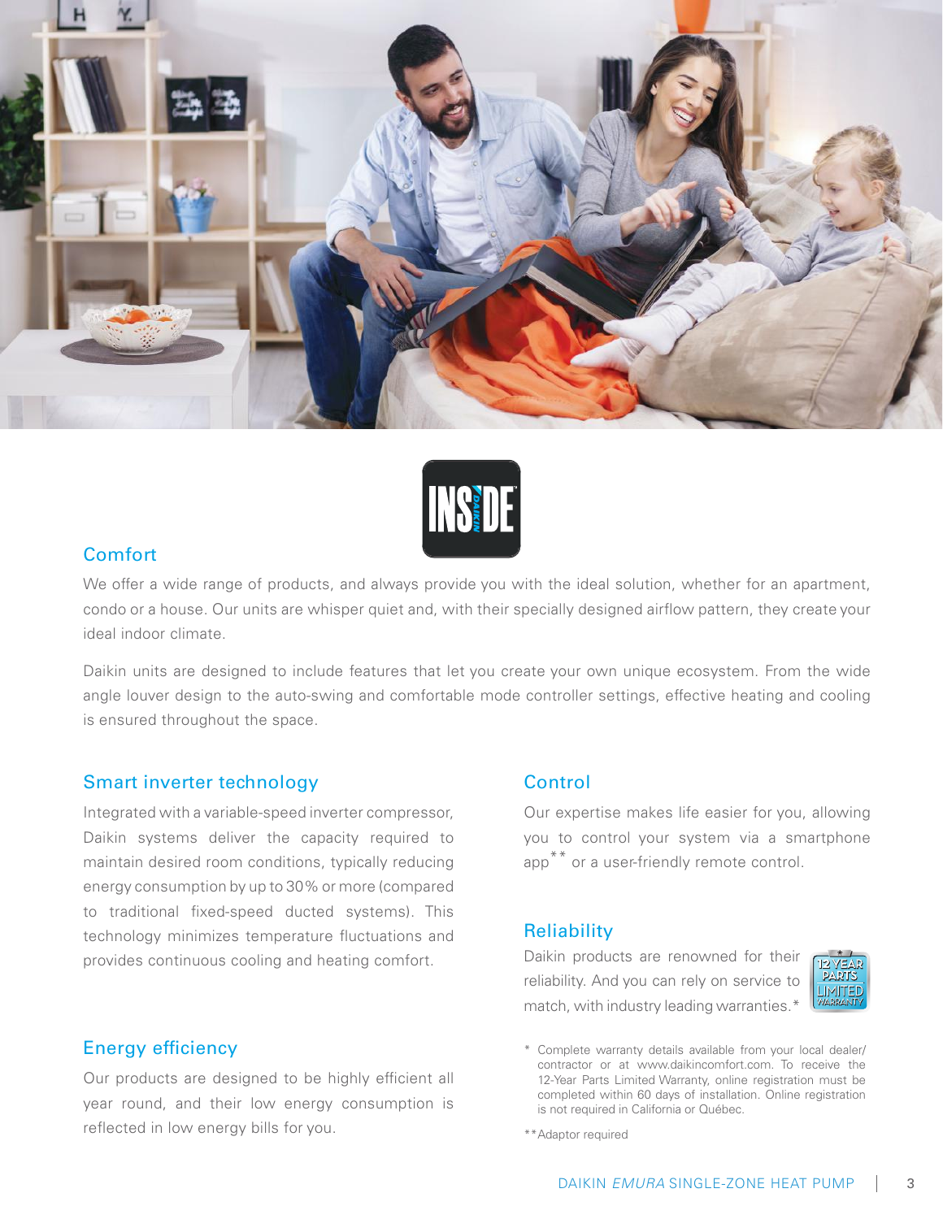## Comfort

We offer a wide range of products, and always provide you with the ideal solution, whether for an apartment, condo or a house. Our units are whisper quiet and, with their specially designed airflow pattern, they create your ideal indoor climate.

Daikin units are designed to include features that let you create your own unique ecosystem. From the wide angle louver design to the auto-swing and comfortable mode controller settings, effective heating and cooling is ensured throughout the space.

## Smart inverter technology

Integrated with a variable-speed inverter compressor, Daikin systems deliver the capacity required to maintain desired room conditions, typically reducing energy consumption by up to 30% or more (compared to traditional fixed-speed ducted systems). This technology minimizes temperature fluctuations and provides continuous cooling and heating comfort.

## Energy efficiency

Our products are designed to be highly efficient all year round, and their low energy consumption is reflected in low energy bills for you.

## Control

Our expertise makes life easier for you, allowing you to control your system via a smartphone app** or a user-friendly remote control.

## Reliability

Daikin products are renowned for their reliability. And you can rely on service to match, with industry leading warranties.*

\* Complete warranty details available from your local dealer/contractor or at www.daikincomfort.com. To receive the 12-Year Parts Limited Warranty, online registration must be completed within 60 days of installation. Online registration is not required in California or Québec.

**Adaptor required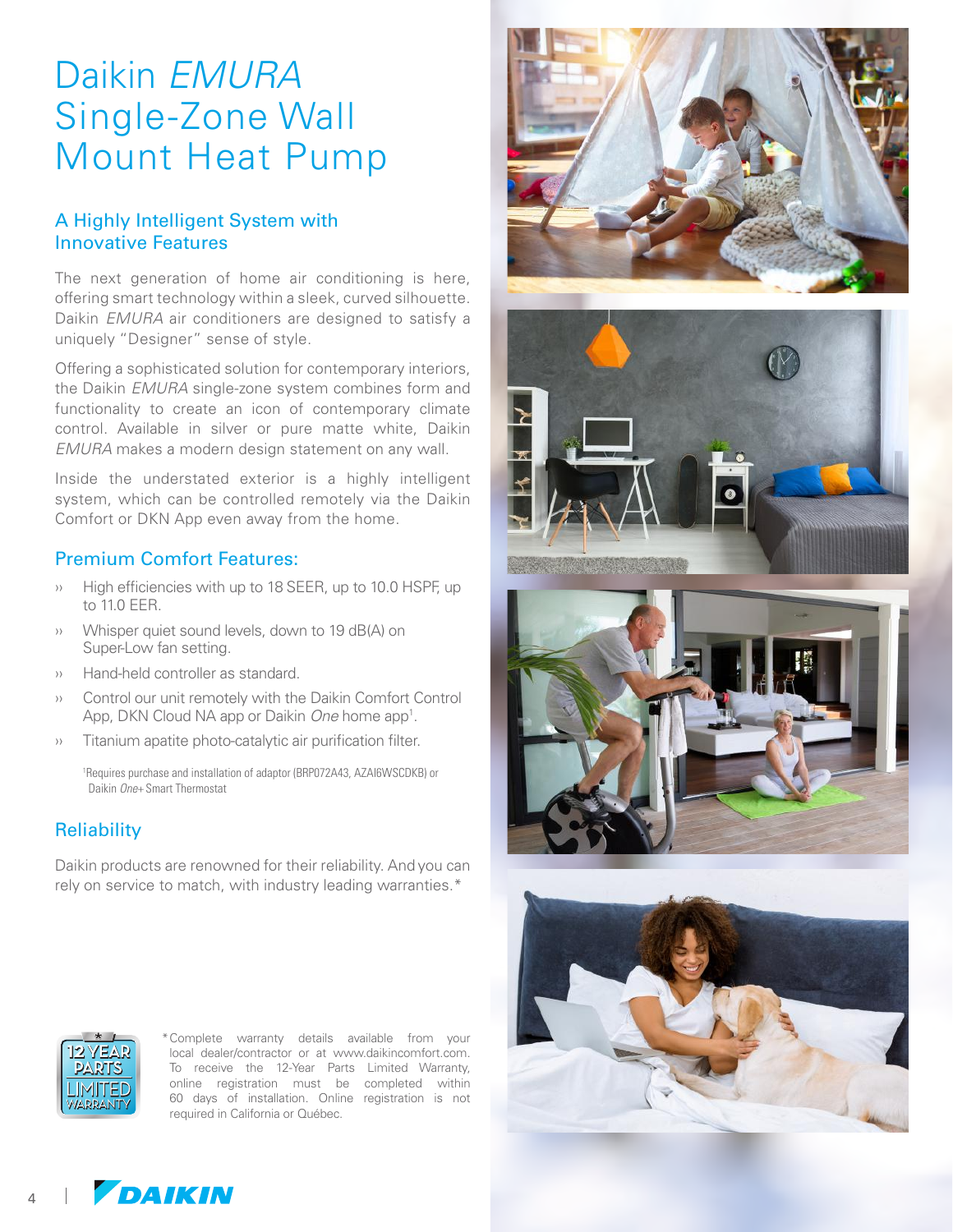# Daikin *EMURA* Single-Zone Wall Mount Heat Pump

## A Highly Intelligent System with Innovative Features

The next generation of home air conditioning is here, offering smart technology within a sleek, curved silhouette. Daikin *EMURA* air conditioners are designed to satisfy a uniquely "Designer" sense of style.

Offering a sophisticated solution for contemporary interiors, the Daikin *EMURA* single-zone system combines form and functionality to create an icon of contemporary climate control. Available in silver or pure matte white, Daikin *EMURA* makes a modern design statement on any wall.

Inside the understated exterior is a highly intelligent system, which can be controlled remotely via the Daikin Comfort or DKN App even away from the home.

## Premium Comfort Features:

- High efficiencies with up to 18 SEER, up to 10.0 HSPF, up to 11.0 EER.
- Whisper quiet sound levels, down to 19 dB(A) on Super-Low fan setting.
- Hand-held controller as standard.
- Control our unit remotely with the Daikin Comfort Control App, DKN Cloud NA app or Daikin *One* home app[1].
- Titanium apatite photo-catalytic air purification filter.

[1]Requires purchase and installation of adaptor (BRP072A43, AZAI6WSCDKB) or Daikin *One*+ Smart Thermostat

## Reliability

Daikin products are renowned for their reliability. And you can rely on service to match, with industry leading warranties.*

12 YEAR PARTS LIMITED WARRANTY

*Complete warranty details available from your local dealer/contractor or at www.daikincomfort.com. To receive the 12-Year Parts Limited Warranty, online registration must be completed within 60 days of installation. Online registration is not required in California or Québec.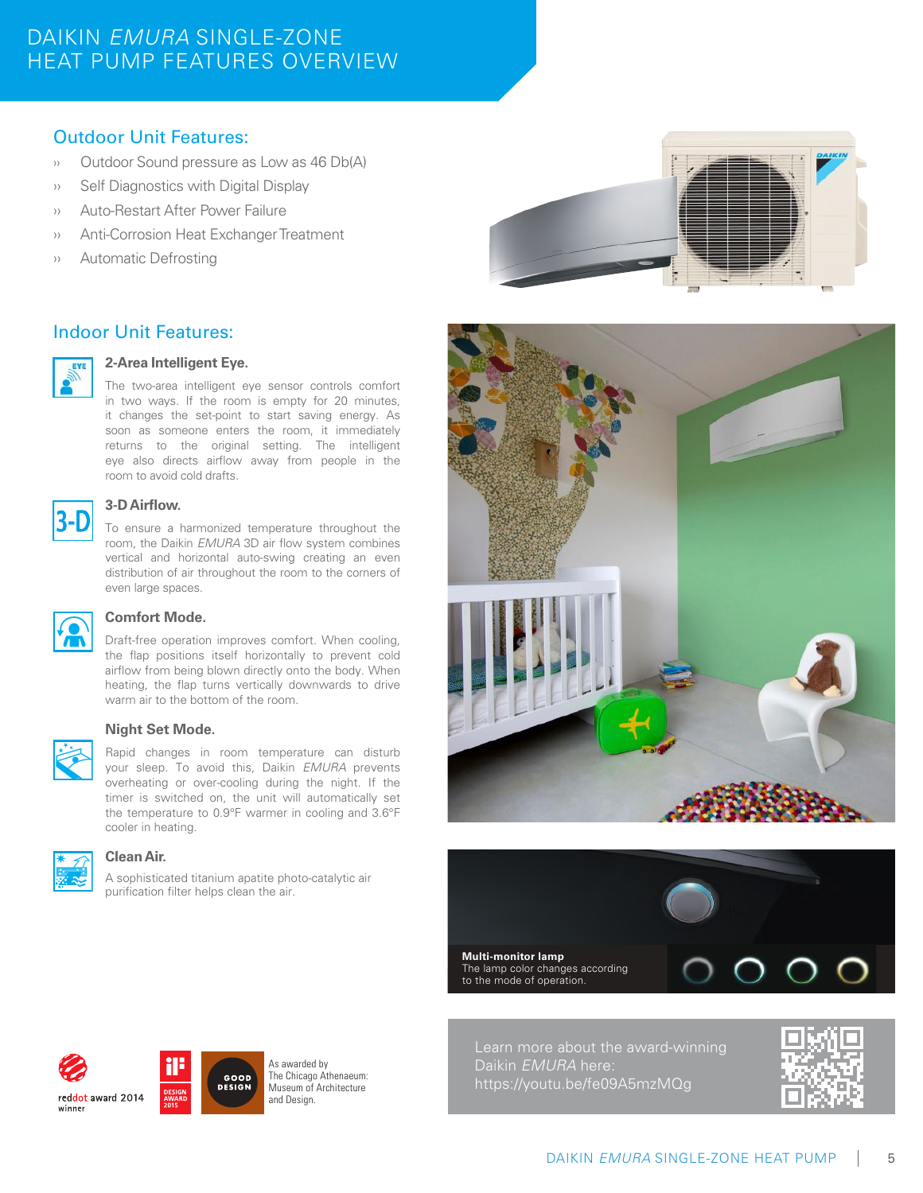# DAIKIN *EMURA* SINGLE-ZONE HEAT PUMP FEATURES OVERVIEW

## Outdoor Unit Features:

- Outdoor Sound pressure as Low as 46 Db(A)
- Self Diagnostics with Digital Display
- Auto-Restart After Power Failure
- Anti-Corrosion Heat Exchanger Treatment
- Automatic Defrosting

## Indoor Unit Features:

### 2-Area Intelligent Eye.

The two-area intelligent eye sensor controls comfort in two ways. If the room is empty for 20 minutes, it changes the set-point to start saving energy. As soon as someone enters the room, it immediately returns to the original setting. The intelligent eye also directs airflow away from people in the room to avoid cold drafts.

### 3-D Airflow.

To ensure a harmonized temperature throughout the room, the Daikin *EMURA* 3D air flow system combines vertical and horizontal auto-swing creating an even distribution of air throughout the room to the corners of even large spaces.

### Comfort Mode.

Draft-free operation improves comfort. When cooling, the flap positions itself horizontally to prevent cold airflow from being blown directly onto the body. When heating, the flap turns vertically downwards to drive warm air to the bottom of the room.

### Night Set Mode.

Rapid changes in room temperature can disturb your sleep. To avoid this, Daikin *EMURA* prevents overheating or over-cooling during the night. If the timer is switched on, the unit will automatically set the temperature to 0.9°F warmer in cooling and 3.6°F cooler in heating.

### Clean Air.

A sophisticated titanium apatite photo-catalytic air purification filter helps clean the air.

**Multi-monitor lamp**
The lamp color changes according to the mode of operation.

reddot award 2014 winner

DESIGN AWARD 2015

GOOD DESIGN — As awarded by The Chicago Athenaeum: Museum of Architecture and Design.

Learn more about the award-winning Daikin *EMURA* here: https://youtu.be/fe09A5mzMQg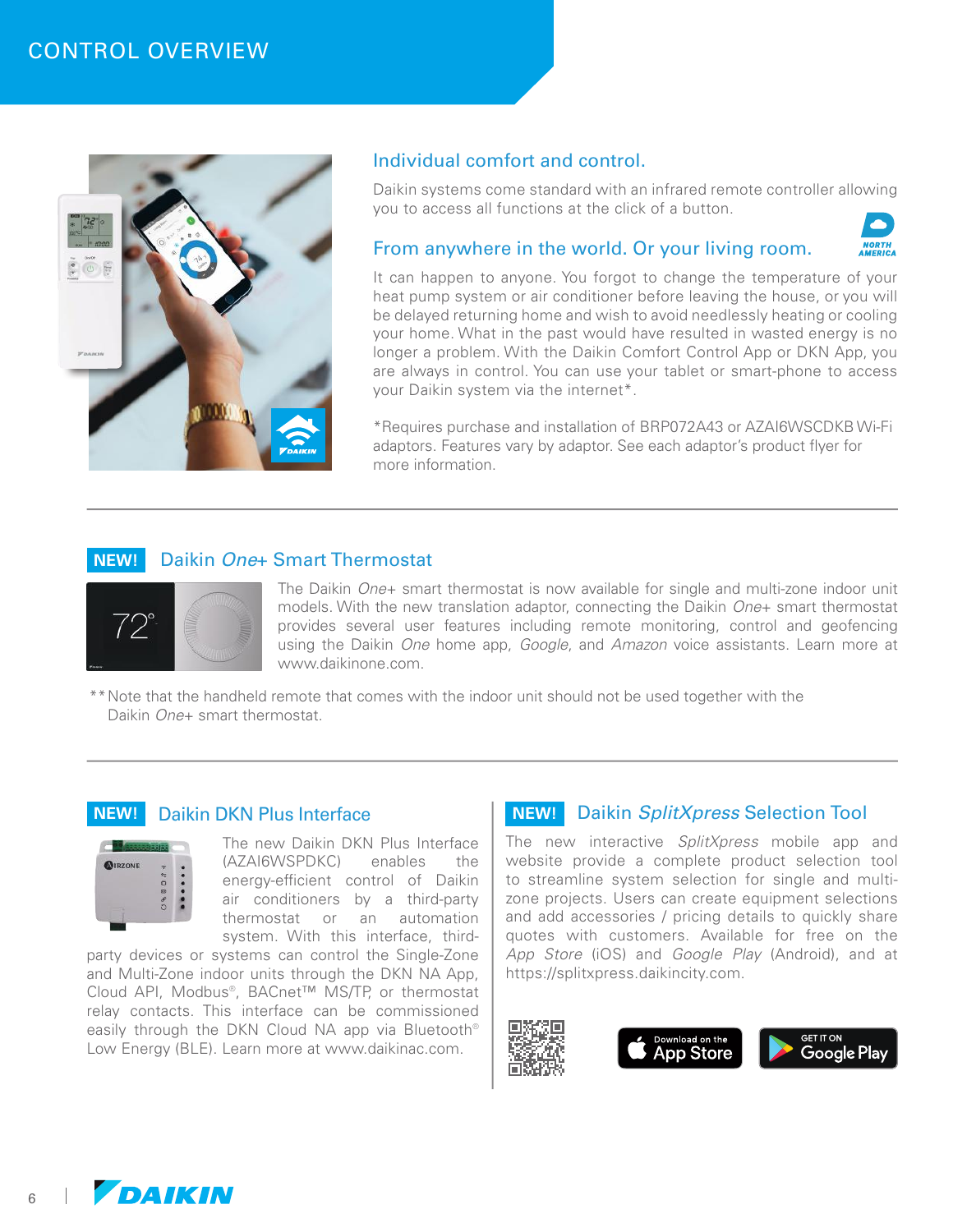# CONTROL OVERVIEW

## Individual comfort and control.

Daikin systems come standard with an infrared remote controller allowing you to access all functions at the click of a button.

## From anywhere in the world. Or your living room.

It can happen to anyone. You forgot to change the temperature of your heat pump system or air conditioner before leaving the house, or you will be delayed returning home and wish to avoid needlessly heating or cooling your home. What in the past would have resulted in wasted energy is no longer a problem. With the Daikin Comfort Control App or DKN App, you are always in control. You can use your tablet or smart-phone to access your Daikin system via the internet*.

*Requires purchase and installation of BRP072A43 or AZAI6WSCDKB Wi-Fi adaptors. Features vary by adaptor. See each adaptor's product flyer for more information.

---

## NEW! Daikin *One+* Smart Thermostat

The Daikin *One+* smart thermostat is now available for single and multi-zone indoor unit models. With the new translation adaptor, connecting the Daikin *One+* smart thermostat provides several user features including remote monitoring, control and geofencing using the Daikin *One* home app, *Google*, and *Amazon* voice assistants. Learn more at www.daikinone.com.

**Note that the handheld remote that comes with the indoor unit should not be used together with the Daikin *One+* smart thermostat.

---

## NEW! Daikin DKN Plus Interface

The new Daikin DKN Plus Interface (AZAI6WSPDKC) enables the energy-efficient control of Daikin air conditioners by a third-party thermostat or an automation system. With this interface, third-party devices or systems can control the Single-Zone and Multi-Zone indoor units through the DKN NA App, Cloud API, Modbus®, BACnet™ MS/TP, or thermostat relay contacts. This interface can be commissioned easily through the DKN Cloud NA app via Bluetooth® Low Energy (BLE). Learn more at www.daikinac.com.

## NEW! Daikin *SplitXpress* Selection Tool

The new interactive *SplitXpress* mobile app and website provide a complete product selection tool to streamline system selection for single and multi-zone projects. Users can create equipment selections and add accessories / pricing details to quickly share quotes with customers. Available for free on the *App Store* (iOS) and *Google Play* (Android), and at https://splitxpress.daikincity.com.

Download on the App Store | GET IT ON Google Play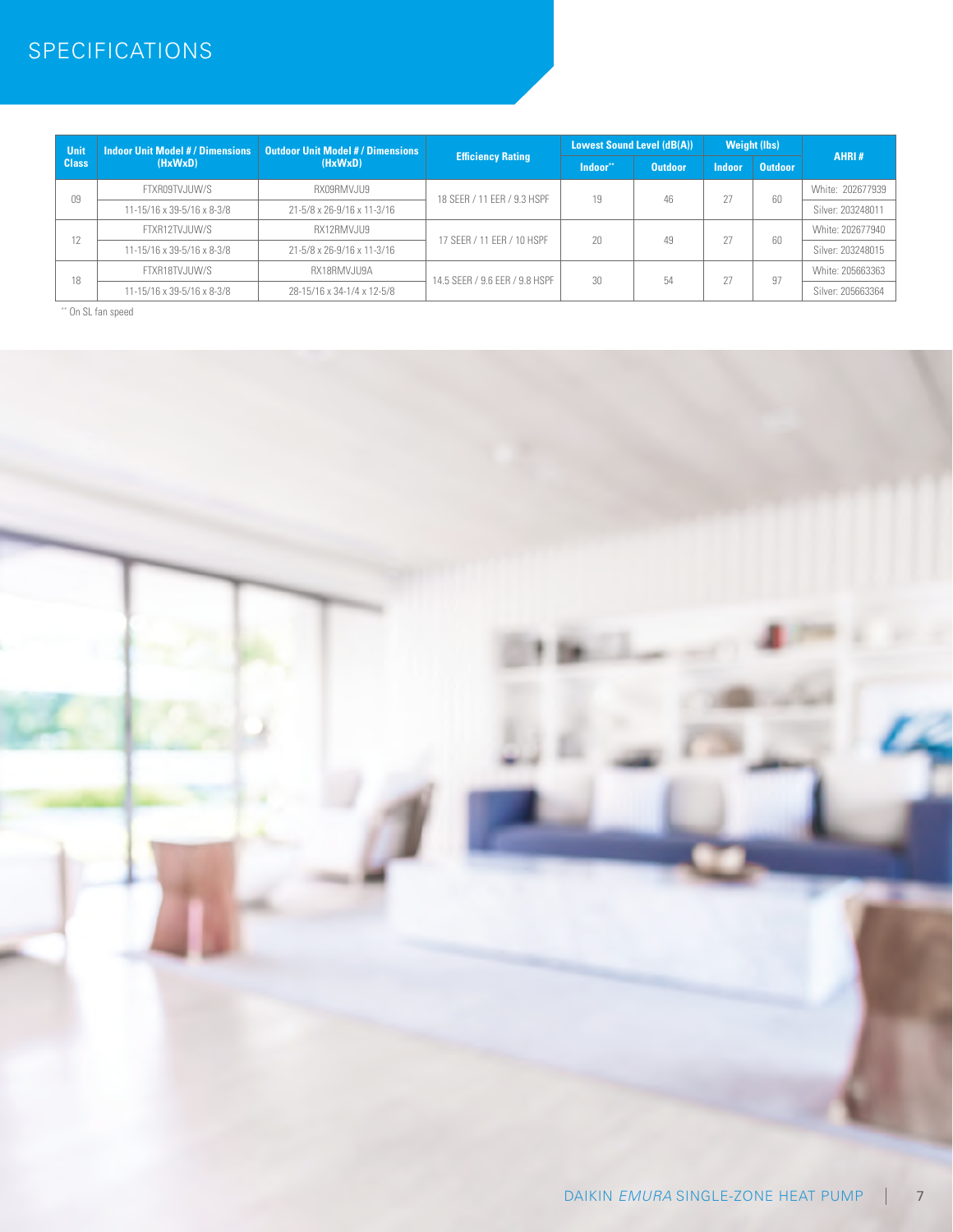# SPECIFICATIONS

| Unit Class | Indoor Unit Model # / Dimensions (HxWxD) | Outdoor Unit Model # / Dimensions (HxWxD) | Efficiency Rating | Lowest Sound Level (dB(A)) | | Weight (lbs) | | AHRI # |
|---|---|---|---|---|---|---|---|---|
| | | | | Indoor** | Outdoor | Indoor | Outdoor | |
| 09 | FTXR09TVJUW/S | RX09RMVJU9 | 18 SEER / 11 EER / 9.3 HSPF | 19 | 46 | 27 | 60 | White: 202677939 |
| | 11-15/16 x 39-5/16 x 8-3/8 | 21-5/8 x 26-9/16 x 11-3/16 | | | | | | Silver: 203248011 |
| 12 | FTXR12TVJUW/S | RX12RMVJU9 | 17 SEER / 11 EER / 10 HSPF | 20 | 49 | 27 | 60 | White: 202677940 |
| | 11-15/16 x 39-5/16 x 8-3/8 | 21-5/8 x 26-9/16 x 11-3/16 | | | | | | Silver: 203248015 |
| 18 | FTXR18TVJUW/S | RX18RMVJU9A | 14.5 SEER / 9.6 EER / 9.8 HSPF | 30 | 54 | 27 | 97 | White: 205663363 |
| | 11-15/16 x 39-5/16 x 8-3/8 | 28-15/16 x 34-1/4 x 12-5/8 | | | | | | Silver: 205663364 |

** On SL fan speed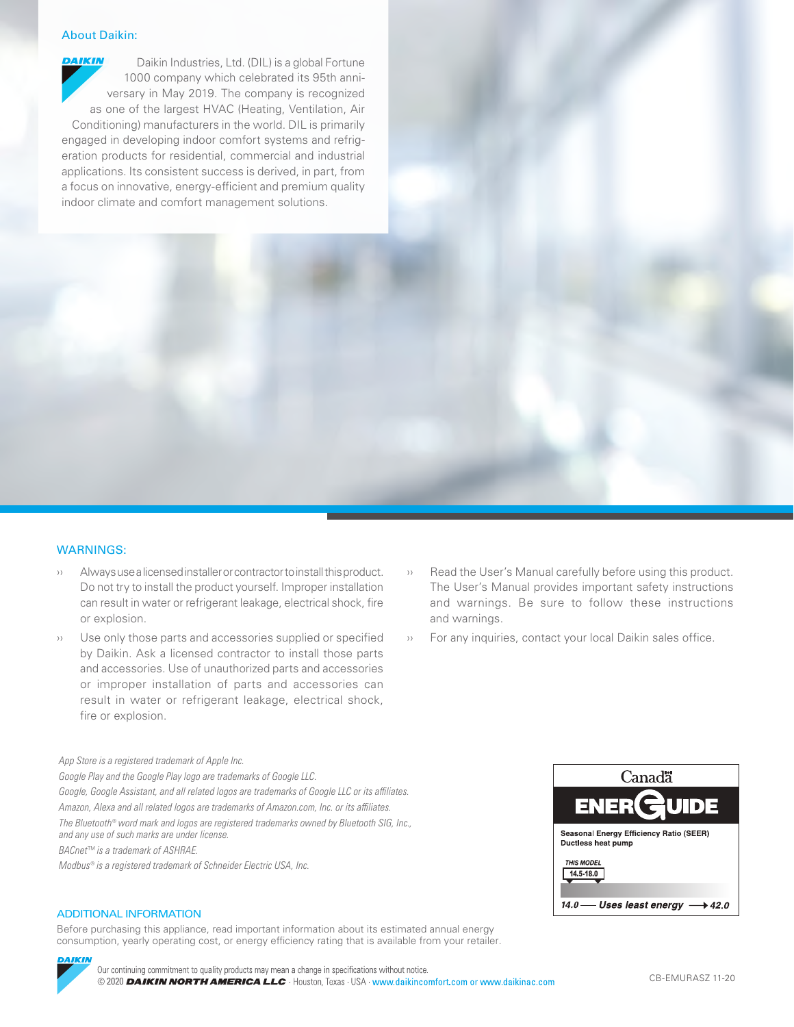## About Daikin:

DAIKIN

Daikin Industries, Ltd. (DIL) is a global Fortune 1000 company which celebrated its 95th anniversary in May 2019. The company is recognized as one of the largest HVAC (Heating, Ventilation, Air Conditioning) manufacturers in the world. DIL is primarily engaged in developing indoor comfort systems and refrigeration products for residential, commercial and industrial applications. Its consistent success is derived, in part, from a focus on innovative, energy-efficient and premium quality indoor climate and comfort management solutions.

## WARNINGS:

- Always use a licensed installer or contractor to install this product. Do not try to install the product yourself. Improper installation can result in water or refrigerant leakage, electrical shock, fire or explosion.
- Use only those parts and accessories supplied or specified by Daikin. Ask a licensed contractor to install those parts and accessories. Use of unauthorized parts and accessories or improper installation of parts and accessories can result in water or refrigerant leakage, electrical shock, fire or explosion.
- Read the User's Manual carefully before using this product. The User's Manual provides important safety instructions and warnings. Be sure to follow these instructions and warnings.
- For any inquiries, contact your local Daikin sales office.

*App Store is a registered trademark of Apple Inc.*
*Google Play and the Google Play logo are trademarks of Google LLC.*
*Google, Google Assistant, and all related logos are trademarks of Google LLC or its affiliates.*
*Amazon, Alexa and all related logos are trademarks of Amazon.com, Inc. or its affiliates.*
*The Bluetooth® word mark and logos are registered trademarks owned by Bluetooth SIG, Inc., and any use of such marks are under license.*
*BACnet™ is a trademark of ASHRAE.*
*Modbus® is a registered trademark of Schneider Electric USA, Inc.*

Canada
ENERGUIDE
Seasonal Energy Efficiency Ratio (SEER)
Ductless heat pump
THIS MODEL
14.5-18.0
14.0 — Uses least energy → 42.0

## ADDITIONAL INFORMATION

Before purchasing this appliance, read important information about its estimated annual energy consumption, yearly operating cost, or energy efficiency rating that is available from your retailer.

DAIKIN

Our continuing commitment to quality products may mean a change in specifications without notice.
© 2020 **DAIKIN NORTH AMERICA LLC** · Houston, Texas · USA · www.daikincomfort.com or www.daikinac.com

CB-EMURASZ 11-20